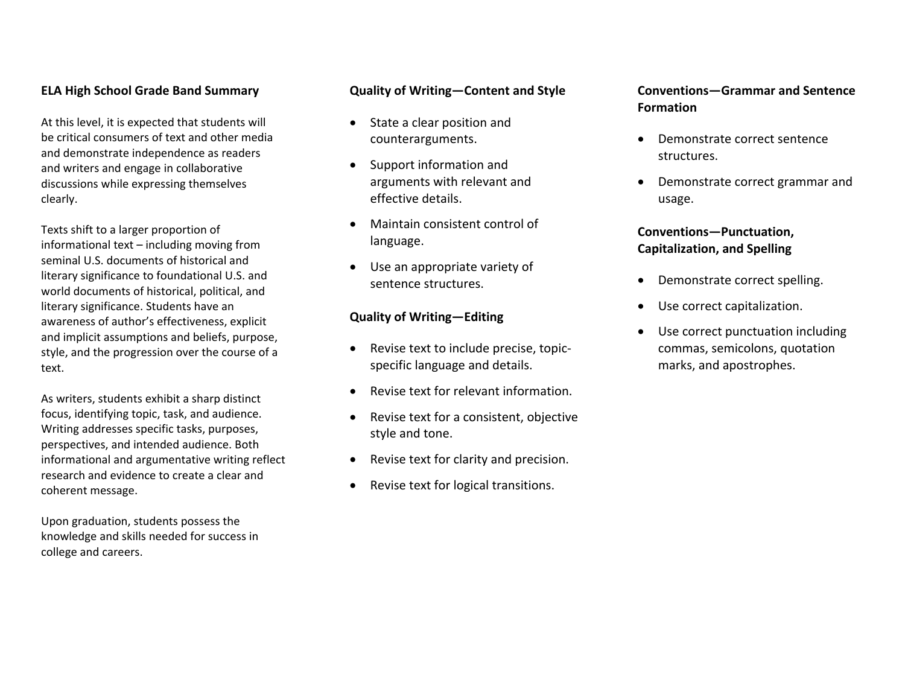## ELA High School Grade Band Summary

At this level, it is expected that students will be critical consumers of text and other media and demonstrate independence as readers and writers and engage in collaborative discussions while expressing themselves clearly.

Texts shift to a larger proportion of informational text – including moving from seminal U.S. documents of historical and literary significance to foundational U.S. and world documents of historical, political, and literary significance. Students have an awareness of author's effectiveness, explicit and implicit assumptions and beliefs, purpose, style, and the progression over the course of a text.

As writers, students exhibit a sharp distinct focus, identifying topic, task, and audience. Writing addresses specific tasks, purposes, perspectives, and intended audience. Both informational and argumentative writing reflect research and evidence to create a clear and coherent message.

Upon graduation, students possess the knowledge and skills needed for success in college and careers.

## Quality of Writing—Content and Style

- State a clear position and counterarguments.
- Support information and arguments with relevant and effective details.
- Maintain consistent control of language.
- Use an appropriate variety of sentence structures.

## Quality of Writing—Editing

- Revise text to include precise, topic-specific language and details.
- Revise text for relevant information.
- Revise text for a consistent, objective style and tone.
- Revise text for clarity and precision.
- Revise text for logical transitions.

## Conventions—Grammar and Sentence Formation

- Demonstrate correct sentence structures.
- Demonstrate correct grammar and usage.

## Conventions—Punctuation, Capitalization, and Spelling

- Demonstrate correct spelling.
- Use correct capitalization.
- Use correct punctuation including commas, semicolons, quotation marks, and apostrophes.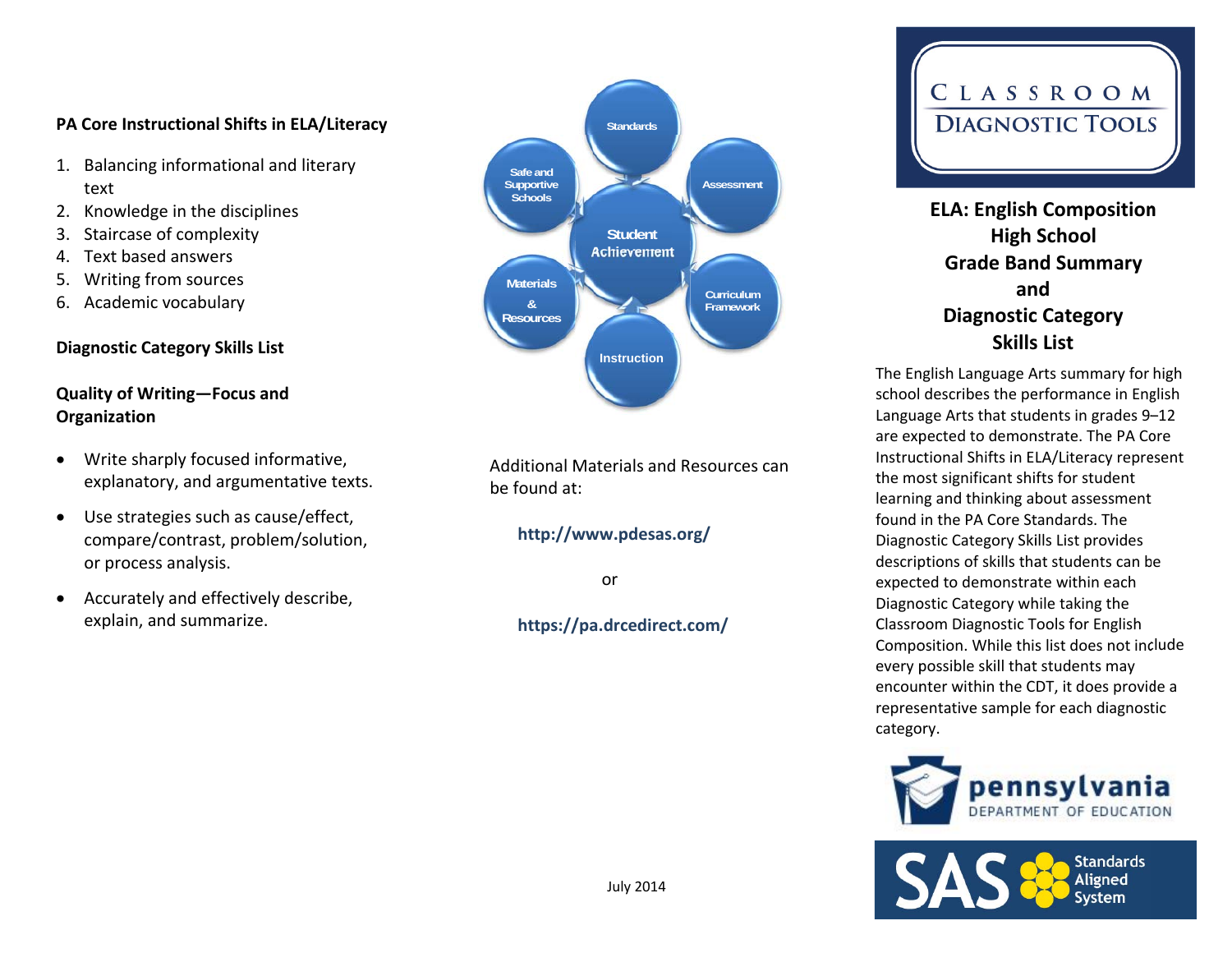**PA Core Instructional Shifts in ELA/Literacy**

1. Balancing informational and literary text
2. Knowledge in the disciplines
3. Staircase of complexity
4. Text based answers
5. Writing from sources
6. Academic vocabulary

**Diagnostic Category Skills List**

**Quality of Writing—Focus and Organization**

- Write sharply focused informative, explanatory, and argumentative texts.
- Use strategies such as cause/effect, compare/contrast, problem/solution, or process analysis.
- Accurately and effectively describe, explain, and summarize.

Standards
Assessment
Curriculum Framework
Instruction
Materials & Resources
Safe and Supportive Schools
Student Achievement

Additional Materials and Resources can be found at:

**http://www.pdesas.org/**

or

**https://pa.drcedirect.com/**

July 2014

CLASSROOM DIAGNOSTIC TOOLS

# ELA: English Composition High School Grade Band Summary and Diagnostic Category Skills List

The English Language Arts summary for high school describes the performance in English Language Arts that students in grades 9–12 are expected to demonstrate. The PA Core Instructional Shifts in ELA/Literacy represent the most significant shifts for student learning and thinking about assessment found in the PA Core Standards. The Diagnostic Category Skills List provides descriptions of skills that students can be expected to demonstrate within each Diagnostic Category while taking the Classroom Diagnostic Tools for English Composition. While this list does not include every possible skill that students may encounter within the CDT, it does provide a representative sample for each diagnostic category.

pennsylvania DEPARTMENT OF EDUCATION

SAS Standards Aligned System